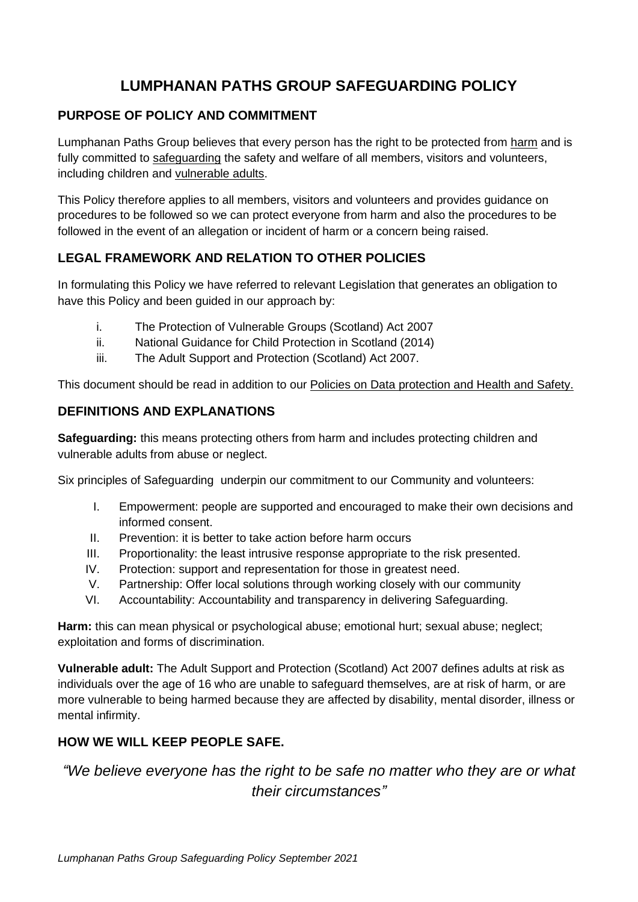# LUMPHANAN PATHS GROUP SAFEGUARDING POLICY

## PURPOSE OF POLICY AND COMMITMENT

Lumphanan Paths Group believes that every person has the right to be protected from harm and is fully committed to safeguarding the safety and welfare of all members, visitors and volunteers, including children and vulnerable adults.

This Policy therefore applies to all members, visitors and volunteers and provides guidance on procedures to be followed so we can protect everyone from harm and also the procedures to be followed in the event of an allegation or incident of harm or a concern being raised.

## LEGAL FRAMEWORK AND RELATION TO OTHER POLICIES

In formulating this Policy we have referred to relevant Legislation that generates an obligation to have this Policy and been guided in our approach by:

i. The Protection of Vulnerable Groups (Scotland) Act 2007
ii. National Guidance for Child Protection in Scotland (2014)
iii. The Adult Support and Protection (Scotland) Act 2007.

This document should be read in addition to our Policies on Data protection and Health and Safety.

## DEFINITIONS AND EXPLANATIONS

**Safeguarding:** this means protecting others from harm and includes protecting children and vulnerable adults from abuse or neglect.

Six principles of Safeguarding underpin our commitment to our Community and volunteers:

I. Empowerment: people are supported and encouraged to make their own decisions and informed consent.
II. Prevention: it is better to take action before harm occurs
III. Proportionality: the least intrusive response appropriate to the risk presented.
IV. Protection: support and representation for those in greatest need.
V. Partnership: Offer local solutions through working closely with our community
VI. Accountability: Accountability and transparency in delivering Safeguarding.

**Harm:** this can mean physical or psychological abuse; emotional hurt; sexual abuse; neglect; exploitation and forms of discrimination.

**Vulnerable adult:** The Adult Support and Protection (Scotland) Act 2007 defines adults at risk as individuals over the age of 16 who are unable to safeguard themselves, are at risk of harm, or are more vulnerable to being harmed because they are affected by disability, mental disorder, illness or mental infirmity.

## HOW WE WILL KEEP PEOPLE SAFE.

*"We believe everyone has the right to be safe no matter who they are or what their circumstances"*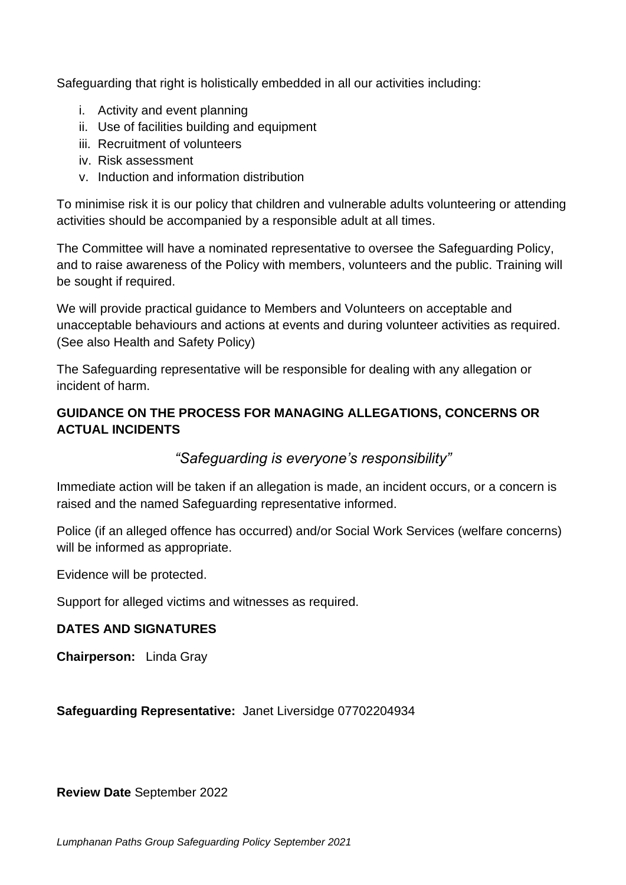Safeguarding that right is holistically embedded in all our activities including:

i. Activity and event planning
ii. Use of facilities building and equipment
iii. Recruitment of volunteers
iv. Risk assessment
v. Induction and information distribution

To minimise risk it is our policy that children and vulnerable adults volunteering or attending activities should be accompanied by a responsible adult at all times.

The Committee will have a nominated representative to oversee the Safeguarding Policy, and to raise awareness of the Policy with members, volunteers and the public. Training will be sought if required.

We will provide practical guidance to Members and Volunteers on acceptable and unacceptable behaviours and actions at events and during volunteer activities as required. (See also Health and Safety Policy)

The Safeguarding representative will be responsible for dealing with any allegation or incident of harm.

**GUIDANCE ON THE PROCESS FOR MANAGING ALLEGATIONS, CONCERNS OR ACTUAL INCIDENTS**

*"Safeguarding is everyone's responsibility"*

Immediate action will be taken if an allegation is made, an incident occurs, or a concern is raised and the named Safeguarding representative informed.

Police (if an alleged offence has occurred) and/or Social Work Services (welfare concerns) will be informed as appropriate.

Evidence will be protected.

Support for alleged victims and witnesses as required.

**DATES AND SIGNATURES**

**Chairperson:** Linda Gray

**Safeguarding Representative:** Janet Liversidge 07702204934

**Review Date** September 2022

*Lumphanan Paths Group Safeguarding Policy September 2021*